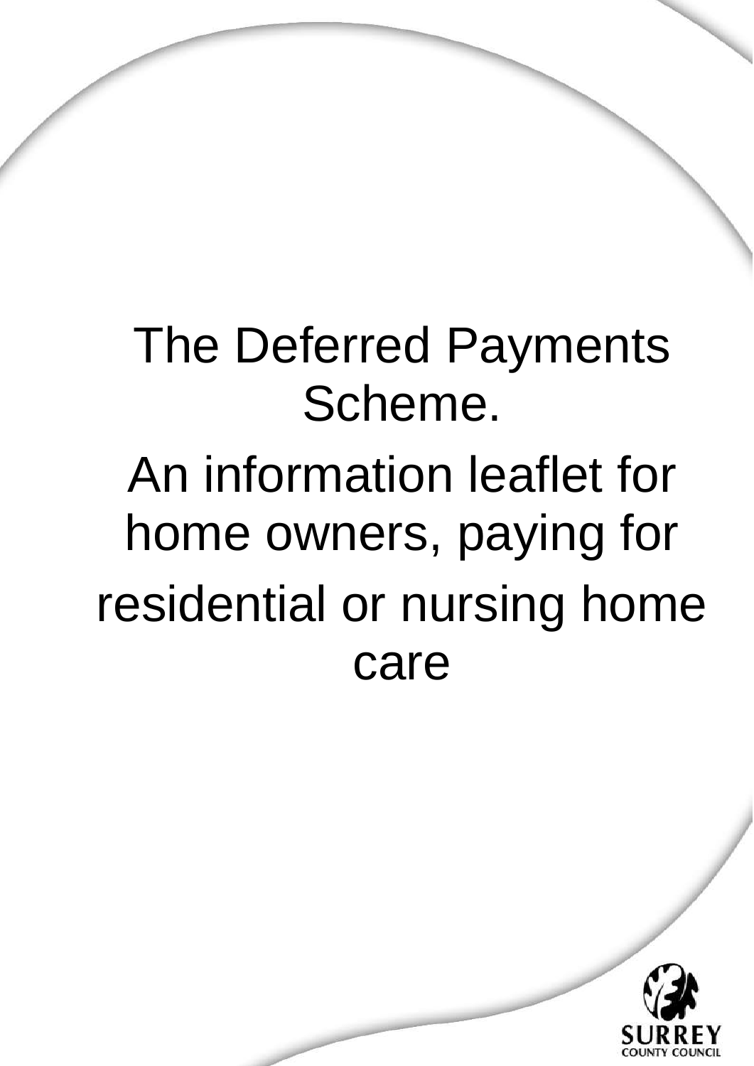# The Deferred Payments Scheme.

## An information leaflet for home owners, paying for residential or nursing home care

SURREY COUNTY COUNCIL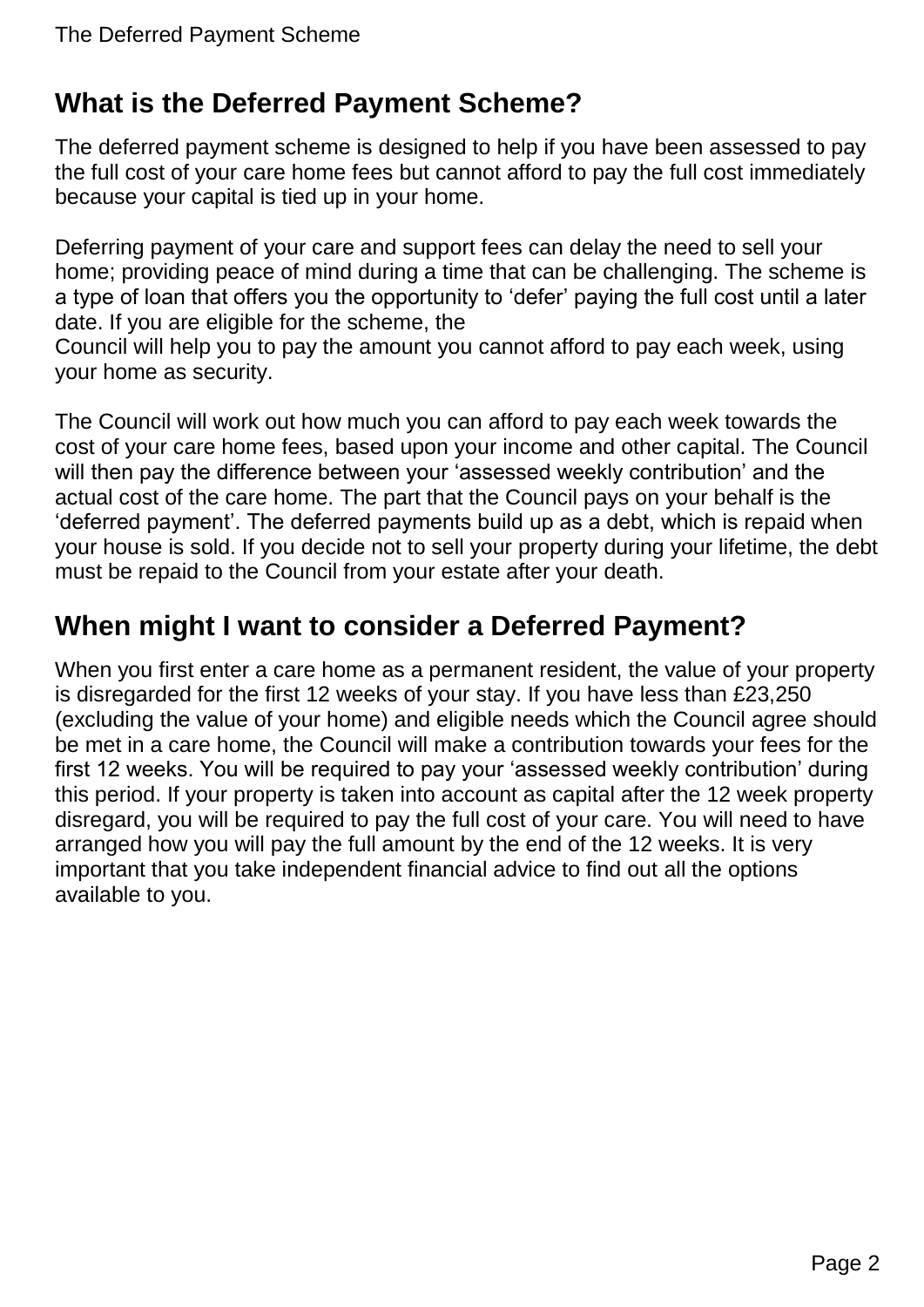## What is the Deferred Payment Scheme?

The deferred payment scheme is designed to help if you have been assessed to pay the full cost of your care home fees but cannot afford to pay the full cost immediately because your capital is tied up in your home.

Deferring payment of your care and support fees can delay the need to sell your home; providing peace of mind during a time that can be challenging. The scheme is a type of loan that offers you the opportunity to 'defer' paying the full cost until a later date. If you are eligible for the scheme, the Council will help you to pay the amount you cannot afford to pay each week, using your home as security.

The Council will work out how much you can afford to pay each week towards the cost of your care home fees, based upon your income and other capital. The Council will then pay the difference between your 'assessed weekly contribution' and the actual cost of the care home. The part that the Council pays on your behalf is the 'deferred payment'. The deferred payments build up as a debt, which is repaid when your house is sold. If you decide not to sell your property during your lifetime, the debt must be repaid to the Council from your estate after your death.

## When might I want to consider a Deferred Payment?

When you first enter a care home as a permanent resident, the value of your property is disregarded for the first 12 weeks of your stay. If you have less than £23,250 (excluding the value of your home) and eligible needs which the Council agree should be met in a care home, the Council will make a contribution towards your fees for the first 12 weeks. You will be required to pay your 'assessed weekly contribution' during this period. If your property is taken into account as capital after the 12 week property disregard, you will be required to pay the full cost of your care. You will need to have arranged how you will pay the full amount by the end of the 12 weeks. It is very important that you take independent financial advice to find out all the options available to you.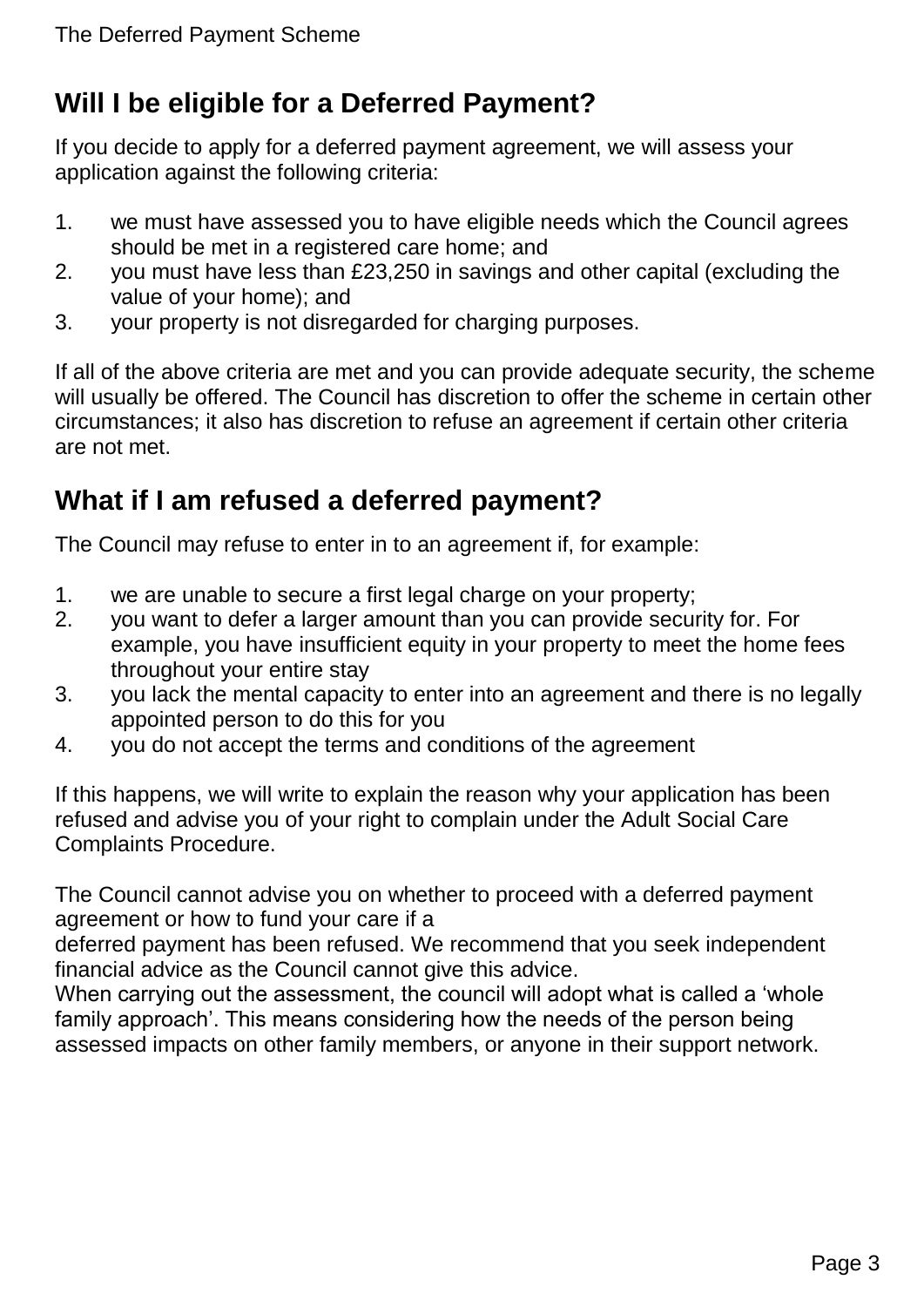## Will I be eligible for a Deferred Payment?

If you decide to apply for a deferred payment agreement, we will assess your application against the following criteria:

1. we must have assessed you to have eligible needs which the Council agrees should be met in a registered care home; and
2. you must have less than £23,250 in savings and other capital (excluding the value of your home); and
3. your property is not disregarded for charging purposes.

If all of the above criteria are met and you can provide adequate security, the scheme will usually be offered. The Council has discretion to offer the scheme in certain other circumstances; it also has discretion to refuse an agreement if certain other criteria are not met.

## What if I am refused a deferred payment?

The Council may refuse to enter in to an agreement if, for example:

1. we are unable to secure a first legal charge on your property;
2. you want to defer a larger amount than you can provide security for. For example, you have insufficient equity in your property to meet the home fees throughout your entire stay
3. you lack the mental capacity to enter into an agreement and there is no legally appointed person to do this for you
4. you do not accept the terms and conditions of the agreement

If this happens, we will write to explain the reason why your application has been refused and advise you of your right to complain under the Adult Social Care Complaints Procedure.

The Council cannot advise you on whether to proceed with a deferred payment agreement or how to fund your care if a deferred payment has been refused. We recommend that you seek independent financial advice as the Council cannot give this advice.
When carrying out the assessment, the council will adopt what is called a 'whole family approach'. This means considering how the needs of the person being assessed impacts on other family members, or anyone in their support network.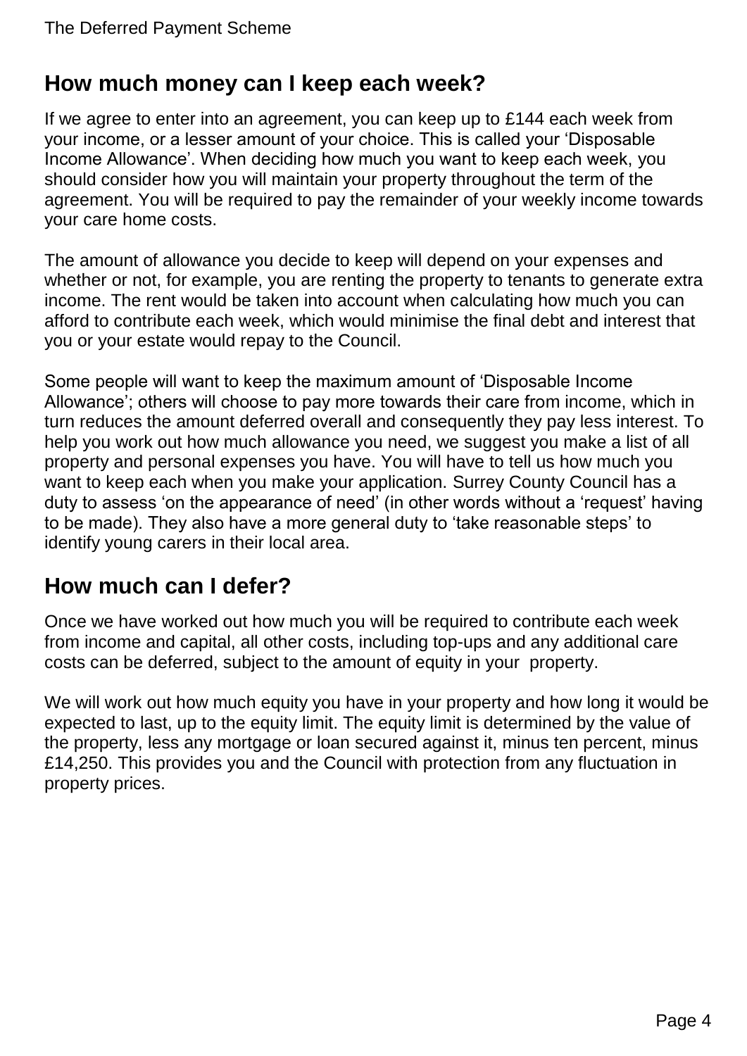## How much money can I keep each week?

If we agree to enter into an agreement, you can keep up to £144 each week from your income, or a lesser amount of your choice. This is called your 'Disposable Income Allowance'. When deciding how much you want to keep each week, you should consider how you will maintain your property throughout the term of the agreement. You will be required to pay the remainder of your weekly income towards your care home costs.

The amount of allowance you decide to keep will depend on your expenses and whether or not, for example, you are renting the property to tenants to generate extra income. The rent would be taken into account when calculating how much you can afford to contribute each week, which would minimise the final debt and interest that you or your estate would repay to the Council.

Some people will want to keep the maximum amount of 'Disposable Income Allowance'; others will choose to pay more towards their care from income, which in turn reduces the amount deferred overall and consequently they pay less interest. To help you work out how much allowance you need, we suggest you make a list of all property and personal expenses you have. You will have to tell us how much you want to keep each when you make your application. Surrey County Council has a duty to assess 'on the appearance of need' (in other words without a 'request' having to be made). They also have a more general duty to 'take reasonable steps' to identify young carers in their local area.

## How much can I defer?

Once we have worked out how much you will be required to contribute each week from income and capital, all other costs, including top-ups and any additional care costs can be deferred, subject to the amount of equity in your property.

We will work out how much equity you have in your property and how long it would be expected to last, up to the equity limit. The equity limit is determined by the value of the property, less any mortgage or loan secured against it, minus ten percent, minus £14,250. This provides you and the Council with protection from any fluctuation in property prices.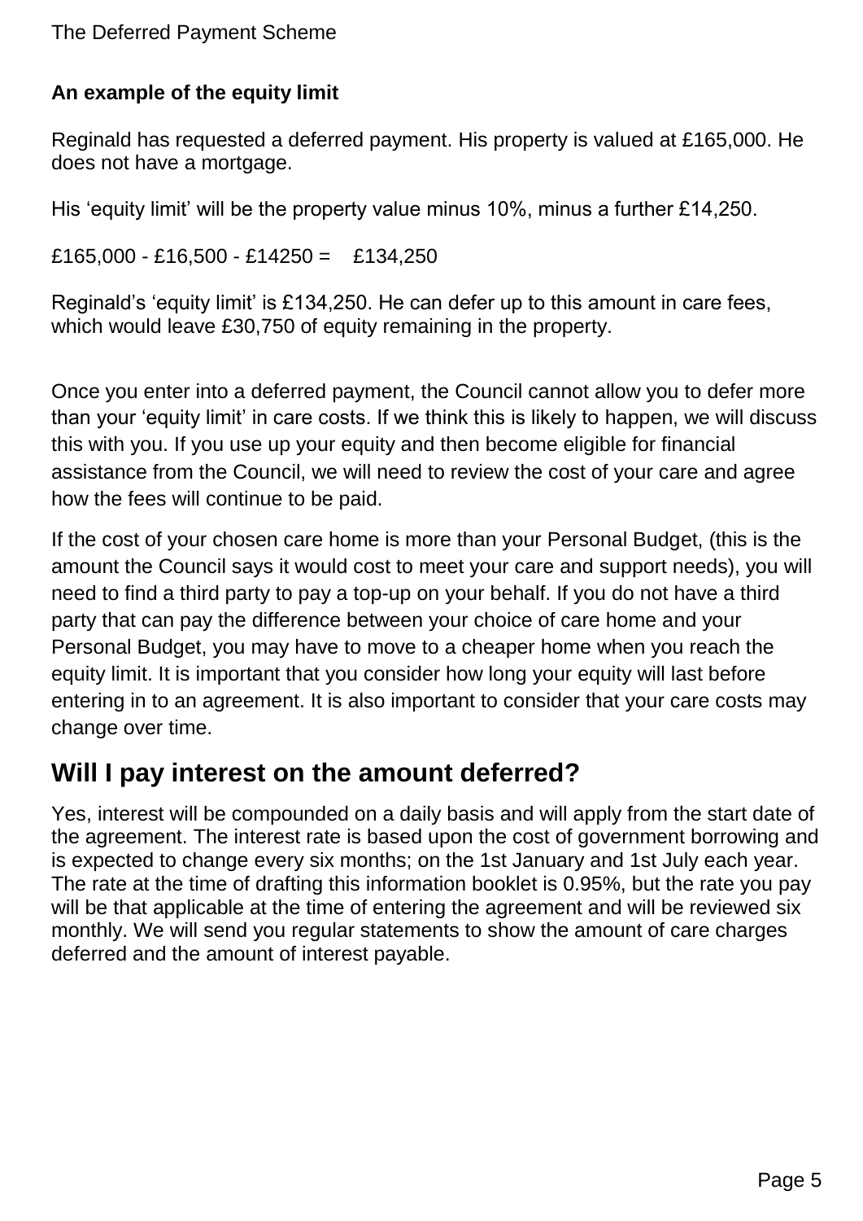**An example of the equity limit**

Reginald has requested a deferred payment. His property is valued at £165,000. He does not have a mortgage.

His 'equity limit' will be the property value minus 10%, minus a further £14,250.

£165,000 - £16,500 - £14250 = £134,250

Reginald's 'equity limit' is £134,250. He can defer up to this amount in care fees, which would leave £30,750 of equity remaining in the property.

Once you enter into a deferred payment, the Council cannot allow you to defer more than your 'equity limit' in care costs. If we think this is likely to happen, we will discuss this with you. If you use up your equity and then become eligible for financial assistance from the Council, we will need to review the cost of your care and agree how the fees will continue to be paid.

If the cost of your chosen care home is more than your Personal Budget, (this is the amount the Council says it would cost to meet your care and support needs), you will need to find a third party to pay a top-up on your behalf. If you do not have a third party that can pay the difference between your choice of care home and your Personal Budget, you may have to move to a cheaper home when you reach the equity limit. It is important that you consider how long your equity will last before entering in to an agreement. It is also important to consider that your care costs may change over time.

## Will I pay interest on the amount deferred?

Yes, interest will be compounded on a daily basis and will apply from the start date of the agreement. The interest rate is based upon the cost of government borrowing and is expected to change every six months; on the 1st January and 1st July each year. The rate at the time of drafting this information booklet is 0.95%, but the rate you pay will be that applicable at the time of entering the agreement and will be reviewed six monthly. We will send you regular statements to show the amount of care charges deferred and the amount of interest payable.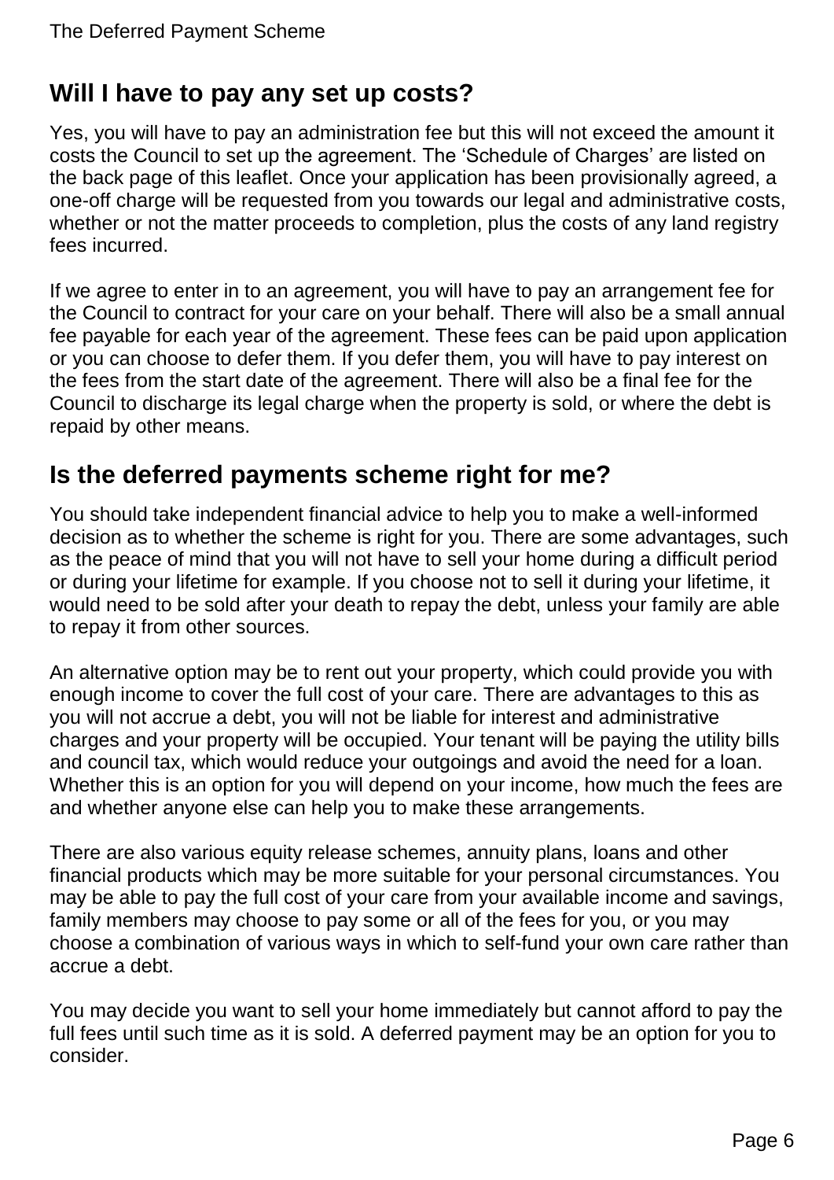## Will I have to pay any set up costs?

Yes, you will have to pay an administration fee but this will not exceed the amount it costs the Council to set up the agreement. The 'Schedule of Charges' are listed on the back page of this leaflet. Once your application has been provisionally agreed, a one-off charge will be requested from you towards our legal and administrative costs, whether or not the matter proceeds to completion, plus the costs of any land registry fees incurred.

If we agree to enter in to an agreement, you will have to pay an arrangement fee for the Council to contract for your care on your behalf. There will also be a small annual fee payable for each year of the agreement. These fees can be paid upon application or you can choose to defer them. If you defer them, you will have to pay interest on the fees from the start date of the agreement. There will also be a final fee for the Council to discharge its legal charge when the property is sold, or where the debt is repaid by other means.

## Is the deferred payments scheme right for me?

You should take independent financial advice to help you to make a well-informed decision as to whether the scheme is right for you. There are some advantages, such as the peace of mind that you will not have to sell your home during a difficult period or during your lifetime for example. If you choose not to sell it during your lifetime, it would need to be sold after your death to repay the debt, unless your family are able to repay it from other sources.

An alternative option may be to rent out your property, which could provide you with enough income to cover the full cost of your care. There are advantages to this as you will not accrue a debt, you will not be liable for interest and administrative charges and your property will be occupied. Your tenant will be paying the utility bills and council tax, which would reduce your outgoings and avoid the need for a loan. Whether this is an option for you will depend on your income, how much the fees are and whether anyone else can help you to make these arrangements.

There are also various equity release schemes, annuity plans, loans and other financial products which may be more suitable for your personal circumstances. You may be able to pay the full cost of your care from your available income and savings, family members may choose to pay some or all of the fees for you, or you may choose a combination of various ways in which to self-fund your own care rather than accrue a debt.

You may decide you want to sell your home immediately but cannot afford to pay the full fees until such time as it is sold. A deferred payment may be an option for you to consider.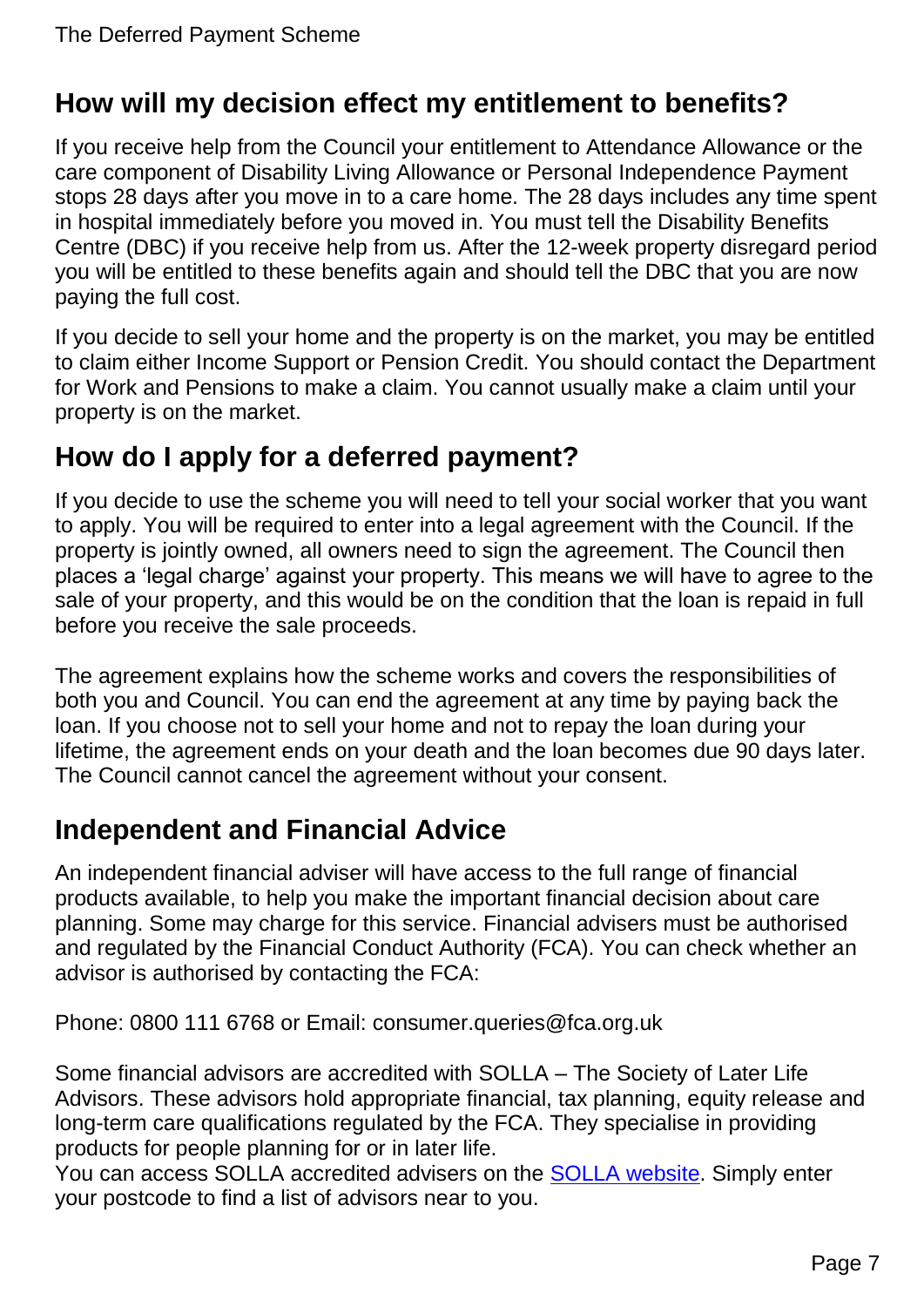## How will my decision effect my entitlement to benefits?

If you receive help from the Council your entitlement to Attendance Allowance or the care component of Disability Living Allowance or Personal Independence Payment stops 28 days after you move in to a care home. The 28 days includes any time spent in hospital immediately before you moved in. You must tell the Disability Benefits Centre (DBC) if you receive help from us. After the 12-week property disregard period you will be entitled to these benefits again and should tell the DBC that you are now paying the full cost.

If you decide to sell your home and the property is on the market, you may be entitled to claim either Income Support or Pension Credit. You should contact the Department for Work and Pensions to make a claim. You cannot usually make a claim until your property is on the market.

## How do I apply for a deferred payment?

If you decide to use the scheme you will need to tell your social worker that you want to apply. You will be required to enter into a legal agreement with the Council. If the property is jointly owned, all owners need to sign the agreement. The Council then places a 'legal charge' against your property. This means we will have to agree to the sale of your property, and this would be on the condition that the loan is repaid in full before you receive the sale proceeds.

The agreement explains how the scheme works and covers the responsibilities of both you and Council. You can end the agreement at any time by paying back the loan. If you choose not to sell your home and not to repay the loan during your lifetime, the agreement ends on your death and the loan becomes due 90 days later. The Council cannot cancel the agreement without your consent.

## Independent and Financial Advice

An independent financial adviser will have access to the full range of financial products available, to help you make the important financial decision about care planning. Some may charge for this service. Financial advisers must be authorised and regulated by the Financial Conduct Authority (FCA). You can check whether an advisor is authorised by contacting the FCA:

Phone: 0800 111 6768 or Email: consumer.queries@fca.org.uk

Some financial advisors are accredited with SOLLA – The Society of Later Life Advisors. These advisors hold appropriate financial, tax planning, equity release and long-term care qualifications regulated by the FCA. They specialise in providing products for people planning for or in later life.
You can access SOLLA accredited advisers on the SOLLA website. Simply enter your postcode to find a list of advisors near to you.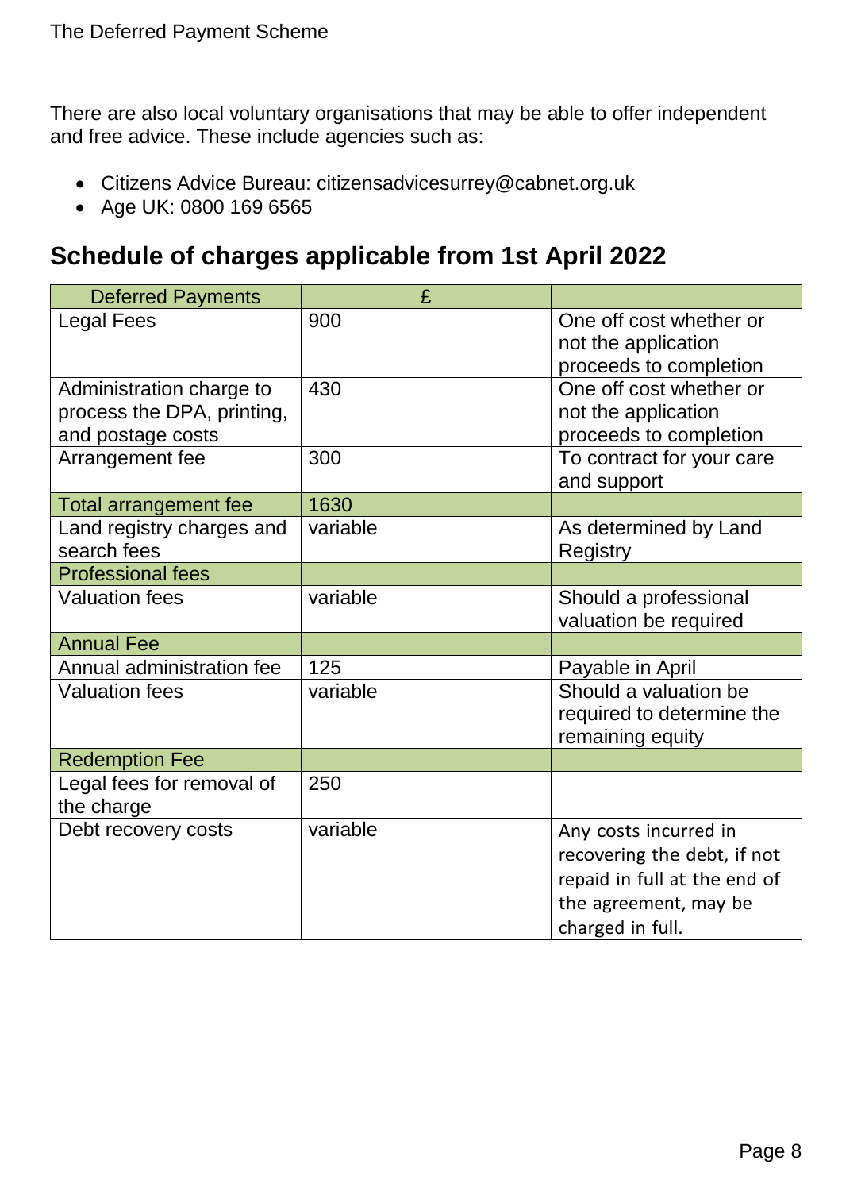There are also local voluntary organisations that may be able to offer independent and free advice. These include agencies such as:

- Citizens Advice Bureau: citizensadvicesurrey@cabnet.org.uk
- Age UK: 0800 169 6565

## Schedule of charges applicable from 1st April 2022

| Deferred Payments | £ | |
|---|---|---|
| Legal Fees | 900 | One off cost whether or not the application proceeds to completion |
| Administration charge to process the DPA, printing, and postage costs | 430 | One off cost whether or not the application proceeds to completion |
| Arrangement fee | 300 | To contract for your care and support |
| Total arrangement fee | 1630 | |
| Land registry charges and search fees | variable | As determined by Land Registry |
| Professional fees | | |
| Valuation fees | variable | Should a professional valuation be required |
| Annual Fee | | |
| Annual administration fee | 125 | Payable in April |
| Valuation fees | variable | Should a valuation be required to determine the remaining equity |
| Redemption Fee | | |
| Legal fees for removal of the charge | 250 | |
| Debt recovery costs | variable | Any costs incurred in recovering the debt, if not repaid in full at the end of the agreement, may be charged in full. |